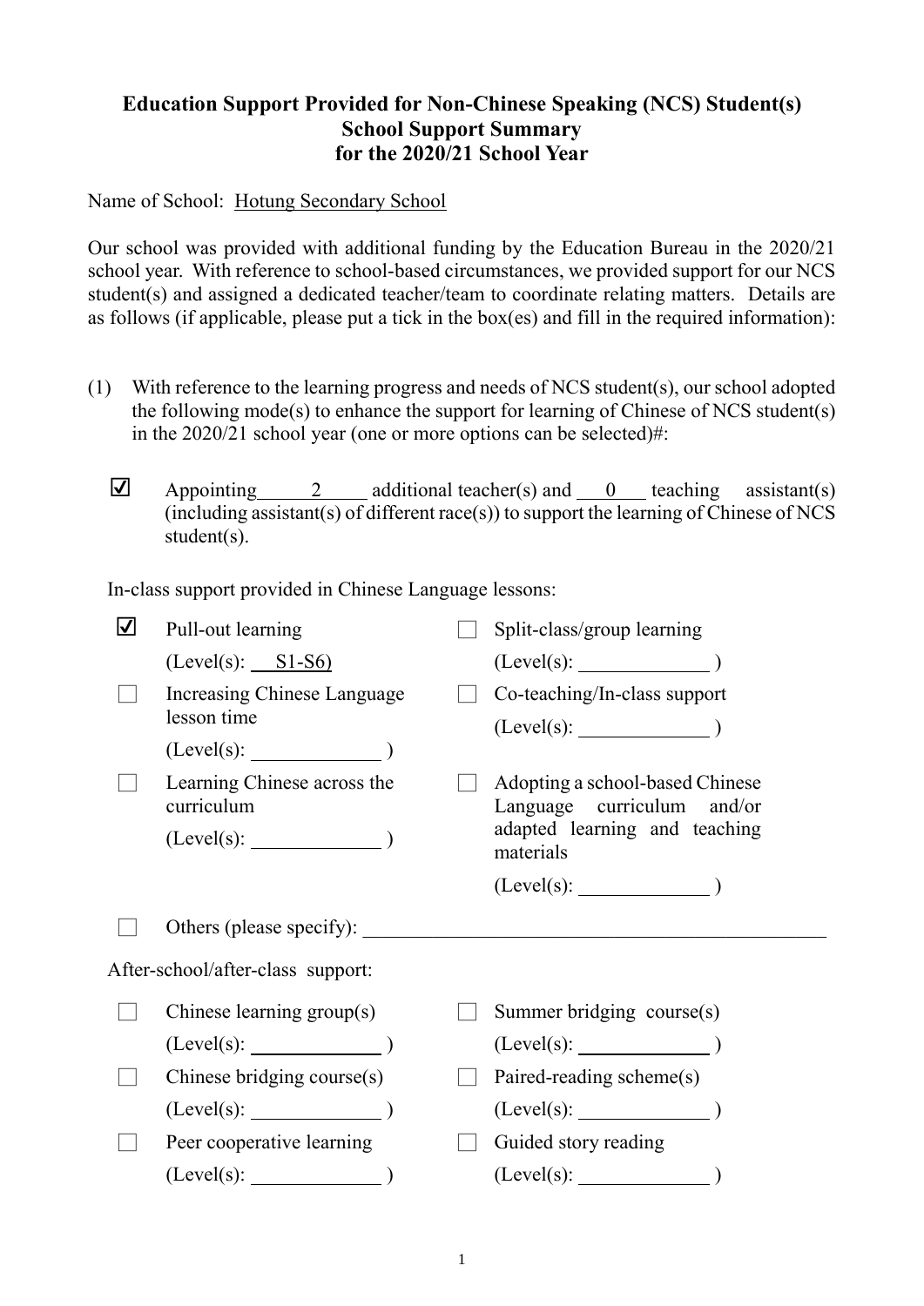# Education Support Provided for Non-Chinese Speaking (NCS) Student(s)
## School Support Summary
## for the 2020/21 School Year

Name of School: Hotung Secondary School

Our school was provided with additional funding by the Education Bureau in the 2020/21 school year. With reference to school-based circumstances, we provided support for our NCS student(s) and assigned a dedicated teacher/team to coordinate relating matters. Details are as follows (if applicable, please put a tick in the box(es) and fill in the required information):

(1) With reference to the learning progress and needs of NCS student(s), our school adopted the following mode(s) to enhance the support for learning of Chinese of NCS student(s) in the 2020/21 school year (one or more options can be selected)#:

☑ Appointing 2 additional teacher(s) and 0 teaching assistant(s) (including assistant(s) of different race(s)) to support the learning of Chinese of NCS student(s).

In-class support provided in Chinese Language lessons:

- ☑ Pull-out learning (Level(s): S1-S6)
- ☐ Split-class/group learning (Level(s): \_\_\_\_\_\_\_\_ )
- ☐ Increasing Chinese Language lesson time (Level(s): \_\_\_\_\_\_\_\_ )
- ☐ Co-teaching/In-class support (Level(s): \_\_\_\_\_\_\_\_ )
- ☐ Learning Chinese across the curriculum (Level(s): \_\_\_\_\_\_\_\_ )
- ☐ Adopting a school-based Chinese Language curriculum and/or adapted learning and teaching materials (Level(s): \_\_\_\_\_\_\_\_ )
- ☐ Others (please specify): \_\_\_\_\_\_\_\_

After-school/after-class support:

- ☐ Chinese learning group(s) (Level(s): \_\_\_\_\_\_\_\_ )
- ☐ Summer bridging course(s) (Level(s): \_\_\_\_\_\_\_\_ )
- ☐ Chinese bridging course(s) (Level(s): \_\_\_\_\_\_\_\_ )
- ☐ Paired-reading scheme(s) (Level(s): \_\_\_\_\_\_\_\_ )
- ☐ Peer cooperative learning (Level(s): \_\_\_\_\_\_\_\_ )
- ☐ Guided story reading (Level(s): \_\_\_\_\_\_\_\_ )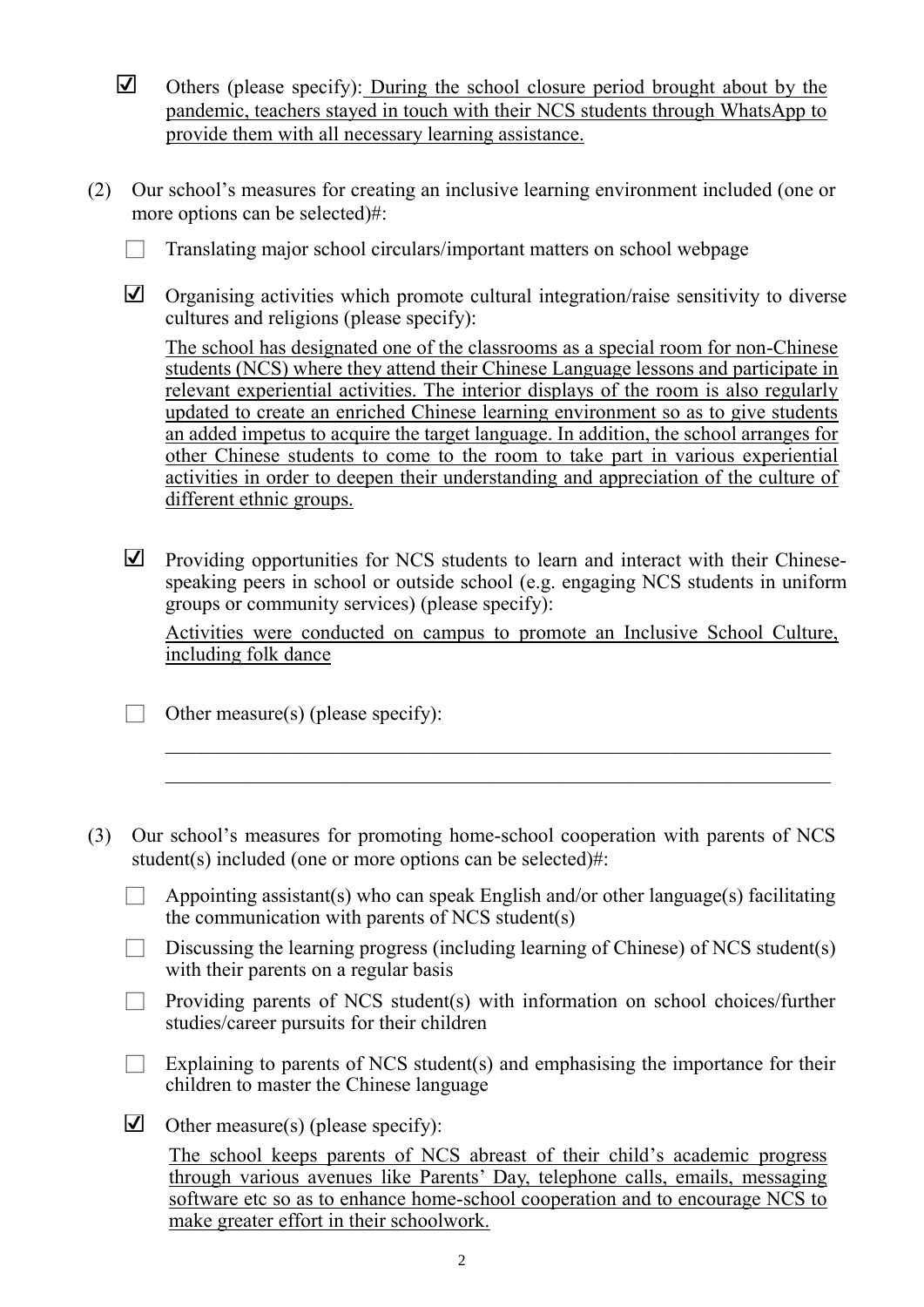- ☑ Others (please specify): During the school closure period brought about by the pandemic, teachers stayed in touch with their NCS students through WhatsApp to provide them with all necessary learning assistance.

(2) Our school's measures for creating an inclusive learning environment included (one or more options can be selected)#:

- ☐ Translating major school circulars/important matters on school webpage
- ☑ Organising activities which promote cultural integration/raise sensitivity to diverse cultures and religions (please specify):

  The school has designated one of the classrooms as a special room for non-Chinese students (NCS) where they attend their Chinese Language lessons and participate in relevant experiential activities. The interior displays of the room is also regularly updated to create an enriched Chinese learning environment so as to give students an added impetus to acquire the target language. In addition, the school arranges for other Chinese students to come to the room to take part in various experiential activities in order to deepen their understanding and appreciation of the culture of different ethnic groups.

- ☑ Providing opportunities for NCS students to learn and interact with their Chinese-speaking peers in school or outside school (e.g. engaging NCS students in uniform groups or community services) (please specify):

  Activities were conducted on campus to promote an Inclusive School Culture, including folk dance

- ☐ Other measure(s) (please specify):

  \_\_\_\_\_\_\_\_\_\_\_\_\_\_\_\_\_\_\_\_\_\_\_\_\_\_\_\_\_\_\_\_\_\_\_\_\_\_\_\_\_\_\_\_\_\_\_\_\_\_\_\_\_\_\_\_\_\_\_\_\_\_

  \_\_\_\_\_\_\_\_\_\_\_\_\_\_\_\_\_\_\_\_\_\_\_\_\_\_\_\_\_\_\_\_\_\_\_\_\_\_\_\_\_\_\_\_\_\_\_\_\_\_\_\_\_\_\_\_\_\_\_\_\_\_

(3) Our school's measures for promoting home-school cooperation with parents of NCS student(s) included (one or more options can be selected)#:

- ☐ Appointing assistant(s) who can speak English and/or other language(s) facilitating the communication with parents of NCS student(s)
- ☐ Discussing the learning progress (including learning of Chinese) of NCS student(s) with their parents on a regular basis
- ☐ Providing parents of NCS student(s) with information on school choices/further studies/career pursuits for their children
- ☐ Explaining to parents of NCS student(s) and emphasising the importance for their children to master the Chinese language
- ☑ Other measure(s) (please specify):

  The school keeps parents of NCS abreast of their child's academic progress through various avenues like Parents' Day, telephone calls, emails, messaging software etc so as to enhance home-school cooperation and to encourage NCS to make greater effort in their schoolwork.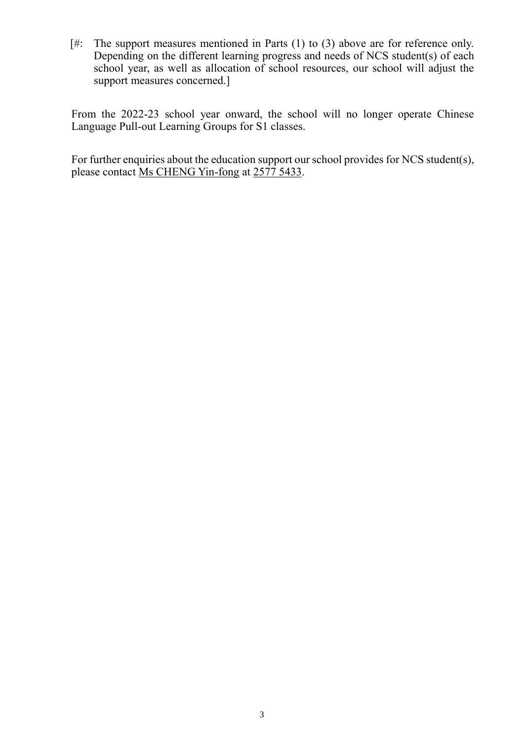[#: The support measures mentioned in Parts (1) to (3) above are for reference only. Depending on the different learning progress and needs of NCS student(s) of each school year, as well as allocation of school resources, our school will adjust the support measures concerned.]

From the 2022-23 school year onward, the school will no longer operate Chinese Language Pull-out Learning Groups for S1 classes.

For further enquiries about the education support our school provides for NCS student(s), please contact Ms CHENG Yin-fong at 2577 5433.